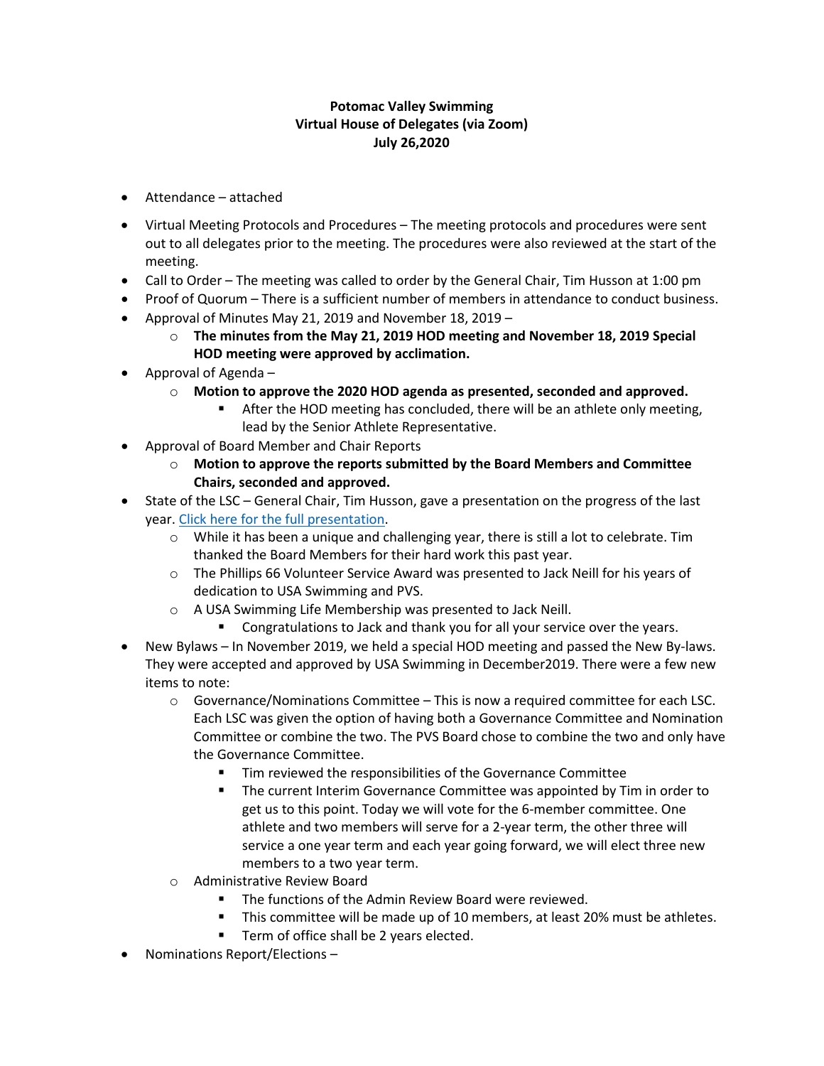**Potomac Valley Swimming**
**Virtual House of Delegates (via Zoom)**
**July 26,2020**

- Attendance – attached
- Virtual Meeting Protocols and Procedures – The meeting protocols and procedures were sent out to all delegates prior to the meeting. The procedures were also reviewed at the start of the meeting.
- Call to Order – The meeting was called to order by the General Chair, Tim Husson at 1:00 pm
- Proof of Quorum – There is a sufficient number of members in attendance to conduct business.
- Approval of Minutes May 21, 2019 and November 18, 2019 –
    - **The minutes from the May 21, 2019 HOD meeting and November 18, 2019 Special HOD meeting were approved by acclimation.**
- Approval of Agenda –
    - **Motion to approve the 2020 HOD agenda as presented, seconded and approved.**
        - After the HOD meeting has concluded, there will be an athlete only meeting, lead by the Senior Athlete Representative.
- Approval of Board Member and Chair Reports
    - **Motion to approve the reports submitted by the Board Members and Committee Chairs, seconded and approved.**
- State of the LSC – General Chair, Tim Husson, gave a presentation on the progress of the last year. Click here for the full presentation.
    - While it has been a unique and challenging year, there is still a lot to celebrate. Tim thanked the Board Members for their hard work this past year.
    - The Phillips 66 Volunteer Service Award was presented to Jack Neill for his years of dedication to USA Swimming and PVS.
    - A USA Swimming Life Membership was presented to Jack Neill.
        - Congratulations to Jack and thank you for all your service over the years.
- New Bylaws – In November 2019, we held a special HOD meeting and passed the New By-laws. They were accepted and approved by USA Swimming in December2019. There were a few new items to note:
    - Governance/Nominations Committee – This is now a required committee for each LSC. Each LSC was given the option of having both a Governance Committee and Nomination Committee or combine the two. The PVS Board chose to combine the two and only have the Governance Committee.
        - Tim reviewed the responsibilities of the Governance Committee
        - The current Interim Governance Committee was appointed by Tim in order to get us to this point. Today we will vote for the 6-member committee. One athlete and two members will serve for a 2-year term, the other three will service a one year term and each year going forward, we will elect three new members to a two year term.
    - Administrative Review Board
        - The functions of the Admin Review Board were reviewed.
        - This committee will be made up of 10 members, at least 20% must be athletes.
        - Term of office shall be 2 years elected.
- Nominations Report/Elections –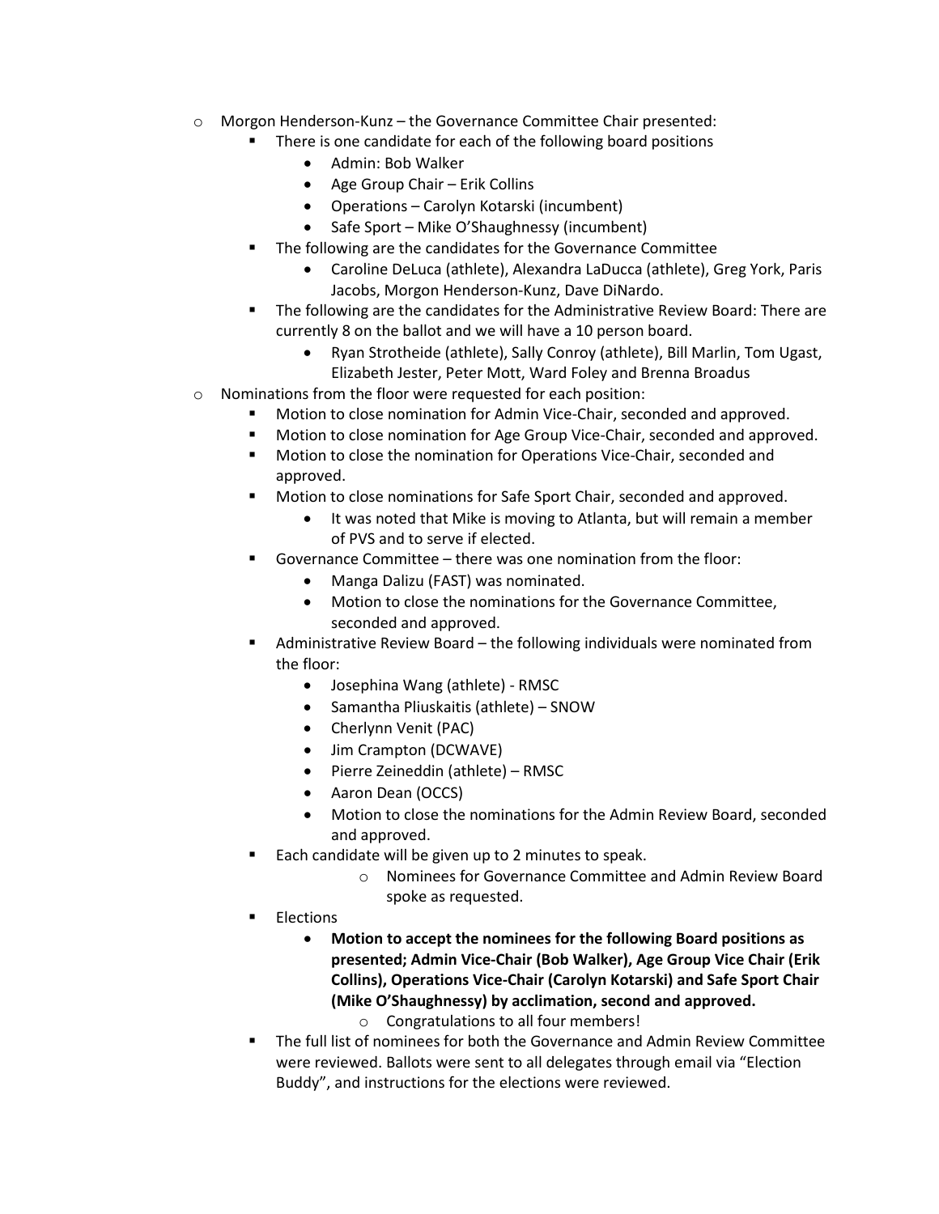- Morgon Henderson-Kunz – the Governance Committee Chair presented:
  - There is one candidate for each of the following board positions
    - Admin: Bob Walker
    - Age Group Chair – Erik Collins
    - Operations – Carolyn Kotarski (incumbent)
    - Safe Sport – Mike O'Shaughnessy (incumbent)
  - The following are the candidates for the Governance Committee
    - Caroline DeLuca (athlete), Alexandra LaDucca (athlete), Greg York, Paris Jacobs, Morgon Henderson-Kunz, Dave DiNardo.
  - The following are the candidates for the Administrative Review Board: There are currently 8 on the ballot and we will have a 10 person board.
    - Ryan Strotheide (athlete), Sally Conroy (athlete), Bill Marlin, Tom Ugast, Elizabeth Jester, Peter Mott, Ward Foley and Brenna Broadus
- Nominations from the floor were requested for each position:
  - Motion to close nomination for Admin Vice-Chair, seconded and approved.
  - Motion to close nomination for Age Group Vice-Chair, seconded and approved.
  - Motion to close the nomination for Operations Vice-Chair, seconded and approved.
  - Motion to close nominations for Safe Sport Chair, seconded and approved.
    - It was noted that Mike is moving to Atlanta, but will remain a member of PVS and to serve if elected.
  - Governance Committee – there was one nomination from the floor:
    - Manga Dalizu (FAST) was nominated.
    - Motion to close the nominations for the Governance Committee, seconded and approved.
  - Administrative Review Board – the following individuals were nominated from the floor:
    - Josephina Wang (athlete) - RMSC
    - Samantha Pliuskaitis (athlete) – SNOW
    - Cherlynn Venit (PAC)
    - Jim Crampton (DCWAVE)
    - Pierre Zeineddin (athlete) – RMSC
    - Aaron Dean (OCCS)
    - Motion to close the nominations for the Admin Review Board, seconded and approved.
  - Each candidate will be given up to 2 minutes to speak.
    - Nominees for Governance Committee and Admin Review Board spoke as requested.
  - Elections
    - **Motion to accept the nominees for the following Board positions as presented; Admin Vice-Chair (Bob Walker), Age Group Vice Chair (Erik Collins), Operations Vice-Chair (Carolyn Kotarski) and Safe Sport Chair (Mike O'Shaughnessy) by acclimation, second and approved.**
      - Congratulations to all four members!
  - The full list of nominees for both the Governance and Admin Review Committee were reviewed. Ballots were sent to all delegates through email via "Election Buddy", and instructions for the elections were reviewed.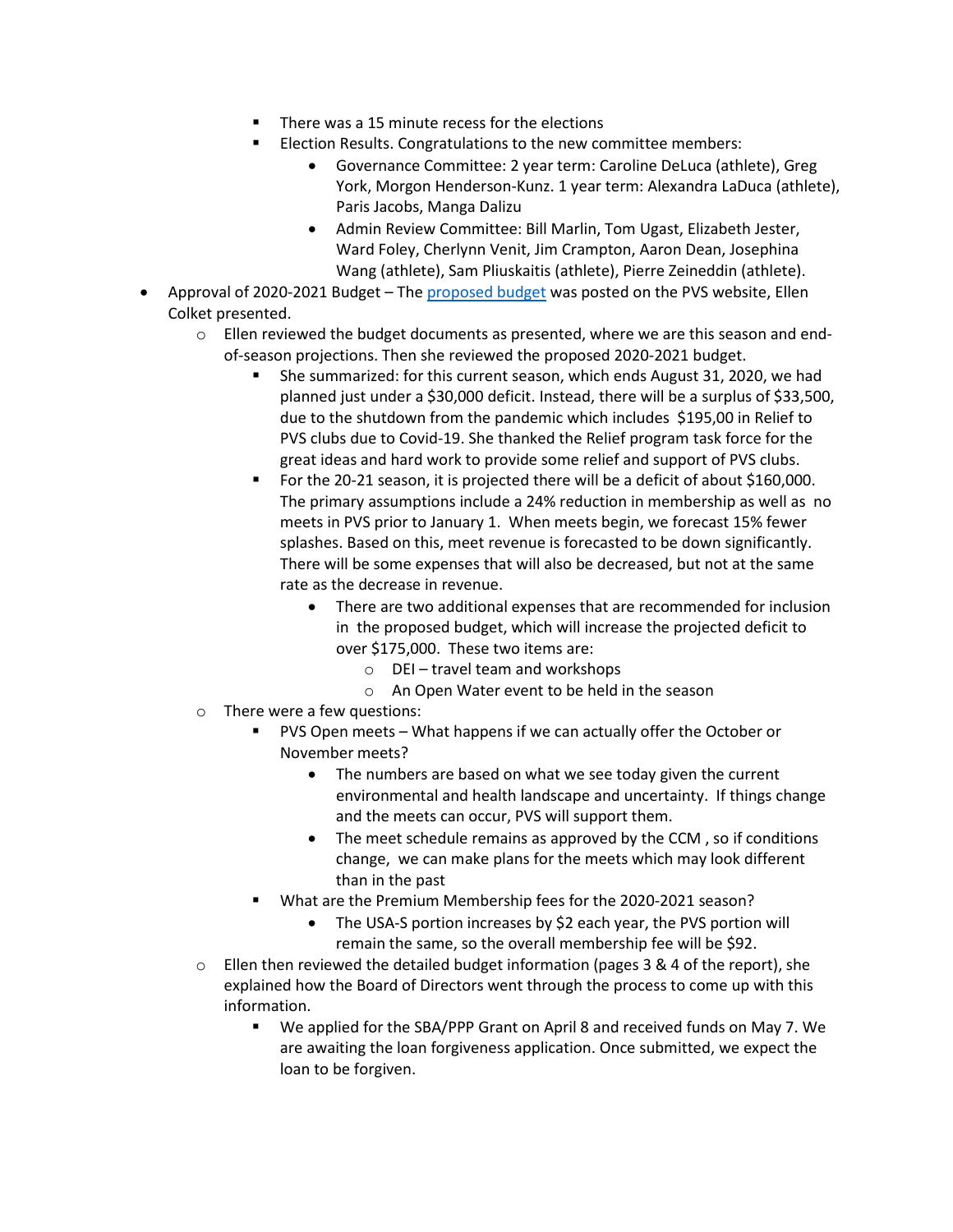- There was a 15 minute recess for the elections
        - Election Results. Congratulations to the new committee members:
            - Governance Committee: 2 year term: Caroline DeLuca (athlete), Greg York, Morgon Henderson-Kunz. 1 year term: Alexandra LaDuca (athlete), Paris Jacobs, Manga Dalizu
            - Admin Review Committee: Bill Marlin, Tom Ugast, Elizabeth Jester, Ward Foley, Cherlynn Venit, Jim Crampton, Aaron Dean, Josephina Wang (athlete), Sam Pliuskaitis (athlete), Pierre Zeineddin (athlete).

- Approval of 2020-2021 Budget – The proposed budget was posted on the PVS website, Ellen Colket presented.
    - Ellen reviewed the budget documents as presented, where we are this season and end-of-season projections. Then she reviewed the proposed 2020-2021 budget.
        - She summarized: for this current season, which ends August 31, 2020, we had planned just under a $30,000 deficit. Instead, there will be a surplus of $33,500, due to the shutdown from the pandemic which includes $195,00 in Relief to PVS clubs due to Covid-19. She thanked the Relief program task force for the great ideas and hard work to provide some relief and support of PVS clubs.
        - For the 20-21 season, it is projected there will be a deficit of about $160,000. The primary assumptions include a 24% reduction in membership as well as no meets in PVS prior to January 1. When meets begin, we forecast 15% fewer splashes. Based on this, meet revenue is forecasted to be down significantly. There will be some expenses that will also be decreased, but not at the same rate as the decrease in revenue.
            - There are two additional expenses that are recommended for inclusion in the proposed budget, which will increase the projected deficit to over $175,000. These two items are:
                - DEI – travel team and workshops
                - An Open Water event to be held in the season
    - There were a few questions:
        - PVS Open meets – What happens if we can actually offer the October or November meets?
            - The numbers are based on what we see today given the current environmental and health landscape and uncertainty. If things change and the meets can occur, PVS will support them.
            - The meet schedule remains as approved by the CCM , so if conditions change, we can make plans for the meets which may look different than in the past
        - What are the Premium Membership fees for the 2020-2021 season?
            - The USA-S portion increases by $2 each year, the PVS portion will remain the same, so the overall membership fee will be $92.
    - Ellen then reviewed the detailed budget information (pages 3 & 4 of the report), she explained how the Board of Directors went through the process to come up with this information.
        - We applied for the SBA/PPP Grant on April 8 and received funds on May 7. We are awaiting the loan forgiveness application. Once submitted, we expect the loan to be forgiven.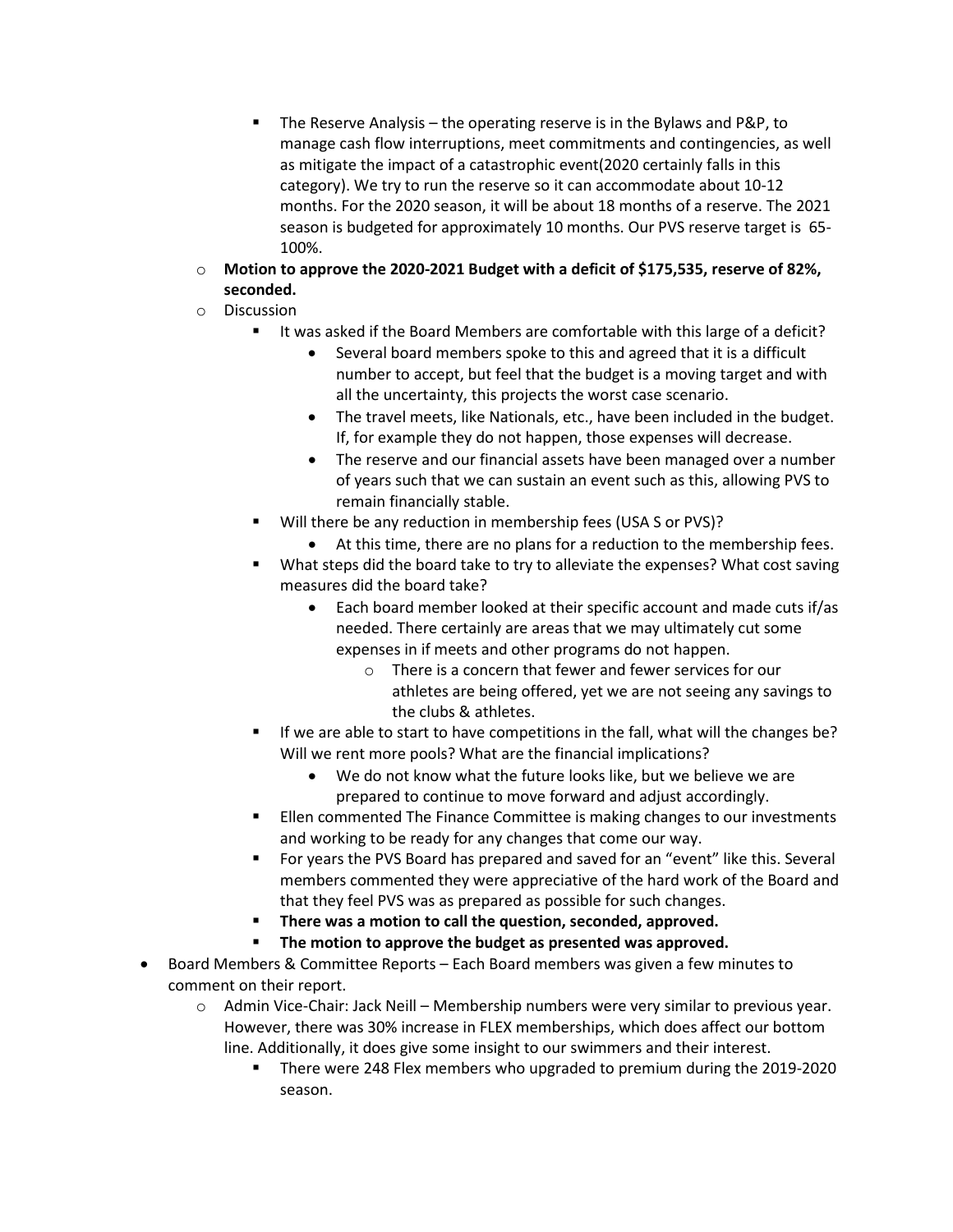- The Reserve Analysis – the operating reserve is in the Bylaws and P&P, to manage cash flow interruptions, meet commitments and contingencies, as well as mitigate the impact of a catastrophic event(2020 certainly falls in this category). We try to run the reserve so it can accommodate about 10-12 months. For the 2020 season, it will be about 18 months of a reserve. The 2021 season is budgeted for approximately 10 months. Our PVS reserve target is 65-100%.
  - **Motion to approve the 2020-2021 Budget with a deficit of $175,535, reserve of 82%, seconded.**
  - Discussion
    - It was asked if the Board Members are comfortable with this large of a deficit?
      - Several board members spoke to this and agreed that it is a difficult number to accept, but feel that the budget is a moving target and with all the uncertainty, this projects the worst case scenario.
      - The travel meets, like Nationals, etc., have been included in the budget. If, for example they do not happen, those expenses will decrease.
      - The reserve and our financial assets have been managed over a number of years such that we can sustain an event such as this, allowing PVS to remain financially stable.
    - Will there be any reduction in membership fees (USA S or PVS)?
      - At this time, there are no plans for a reduction to the membership fees.
    - What steps did the board take to try to alleviate the expenses? What cost saving measures did the board take?
      - Each board member looked at their specific account and made cuts if/as needed. There certainly are areas that we may ultimately cut some expenses in if meets and other programs do not happen.
        - There is a concern that fewer and fewer services for our athletes are being offered, yet we are not seeing any savings to the clubs & athletes.
    - If we are able to start to have competitions in the fall, what will the changes be? Will we rent more pools? What are the financial implications?
      - We do not know what the future looks like, but we believe we are prepared to continue to move forward and adjust accordingly.
    - Ellen commented The Finance Committee is making changes to our investments and working to be ready for any changes that come our way.
    - For years the PVS Board has prepared and saved for an "event" like this. Several members commented they were appreciative of the hard work of the Board and that they feel PVS was as prepared as possible for such changes.
    - **There was a motion to call the question, seconded, approved.**
    - **The motion to approve the budget as presented was approved.**
- Board Members & Committee Reports – Each Board members was given a few minutes to comment on their report.
  - Admin Vice-Chair: Jack Neill – Membership numbers were very similar to previous year. However, there was 30% increase in FLEX memberships, which does affect our bottom line. Additionally, it does give some insight to our swimmers and their interest.
    - There were 248 Flex members who upgraded to premium during the 2019-2020 season.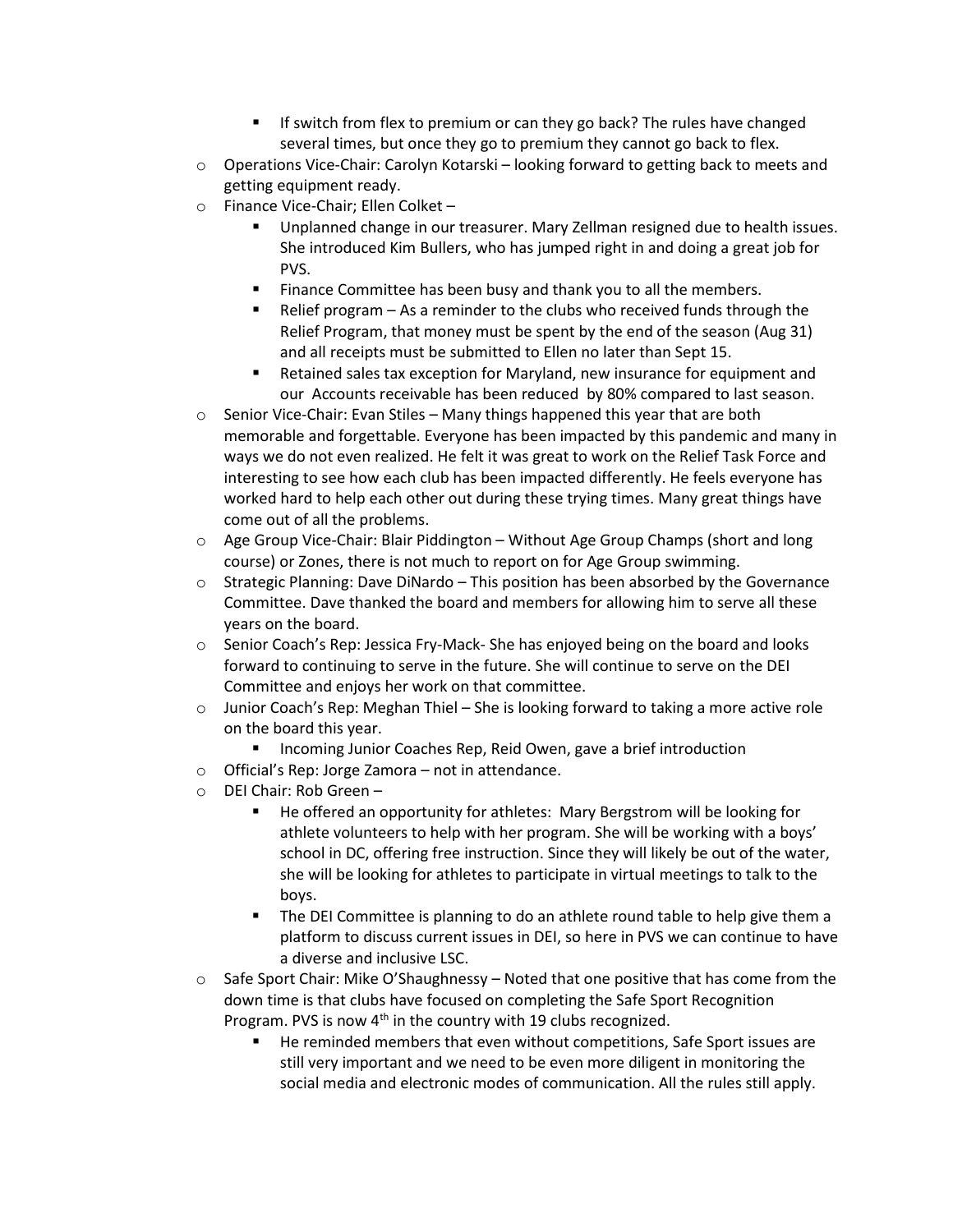- If switch from flex to premium or can they go back? The rules have changed several times, but once they go to premium they cannot go back to flex.
- Operations Vice-Chair: Carolyn Kotarski – looking forward to getting back to meets and getting equipment ready.
- Finance Vice-Chair; Ellen Colket –
    - Unplanned change in our treasurer. Mary Zellman resigned due to health issues. She introduced Kim Bullers, who has jumped right in and doing a great job for PVS.
    - Finance Committee has been busy and thank you to all the members.
    - Relief program – As a reminder to the clubs who received funds through the Relief Program, that money must be spent by the end of the season (Aug 31) and all receipts must be submitted to Ellen no later than Sept 15.
    - Retained sales tax exception for Maryland, new insurance for equipment and our Accounts receivable has been reduced by 80% compared to last season.
- Senior Vice-Chair: Evan Stiles – Many things happened this year that are both memorable and forgettable. Everyone has been impacted by this pandemic and many in ways we do not even realized. He felt it was great to work on the Relief Task Force and interesting to see how each club has been impacted differently. He feels everyone has worked hard to help each other out during these trying times. Many great things have come out of all the problems.
- Age Group Vice-Chair: Blair Piddington – Without Age Group Champs (short and long course) or Zones, there is not much to report on for Age Group swimming.
- Strategic Planning: Dave DiNardo – This position has been absorbed by the Governance Committee. Dave thanked the board and members for allowing him to serve all these years on the board.
- Senior Coach's Rep: Jessica Fry-Mack- She has enjoyed being on the board and looks forward to continuing to serve in the future. She will continue to serve on the DEI Committee and enjoys her work on that committee.
- Junior Coach's Rep: Meghan Thiel – She is looking forward to taking a more active role on the board this year.
    - Incoming Junior Coaches Rep, Reid Owen, gave a brief introduction
- Official's Rep: Jorge Zamora – not in attendance.
- DEI Chair: Rob Green –
    - He offered an opportunity for athletes: Mary Bergstrom will be looking for athlete volunteers to help with her program. She will be working with a boys' school in DC, offering free instruction. Since they will likely be out of the water, she will be looking for athletes to participate in virtual meetings to talk to the boys.
    - The DEI Committee is planning to do an athlete round table to help give them a platform to discuss current issues in DEI, so here in PVS we can continue to have a diverse and inclusive LSC.
- Safe Sport Chair: Mike O'Shaughnessy – Noted that one positive that has come from the down time is that clubs have focused on completing the Safe Sport Recognition Program. PVS is now 4th in the country with 19 clubs recognized.
    - He reminded members that even without competitions, Safe Sport issues are still very important and we need to be even more diligent in monitoring the social media and electronic modes of communication. All the rules still apply.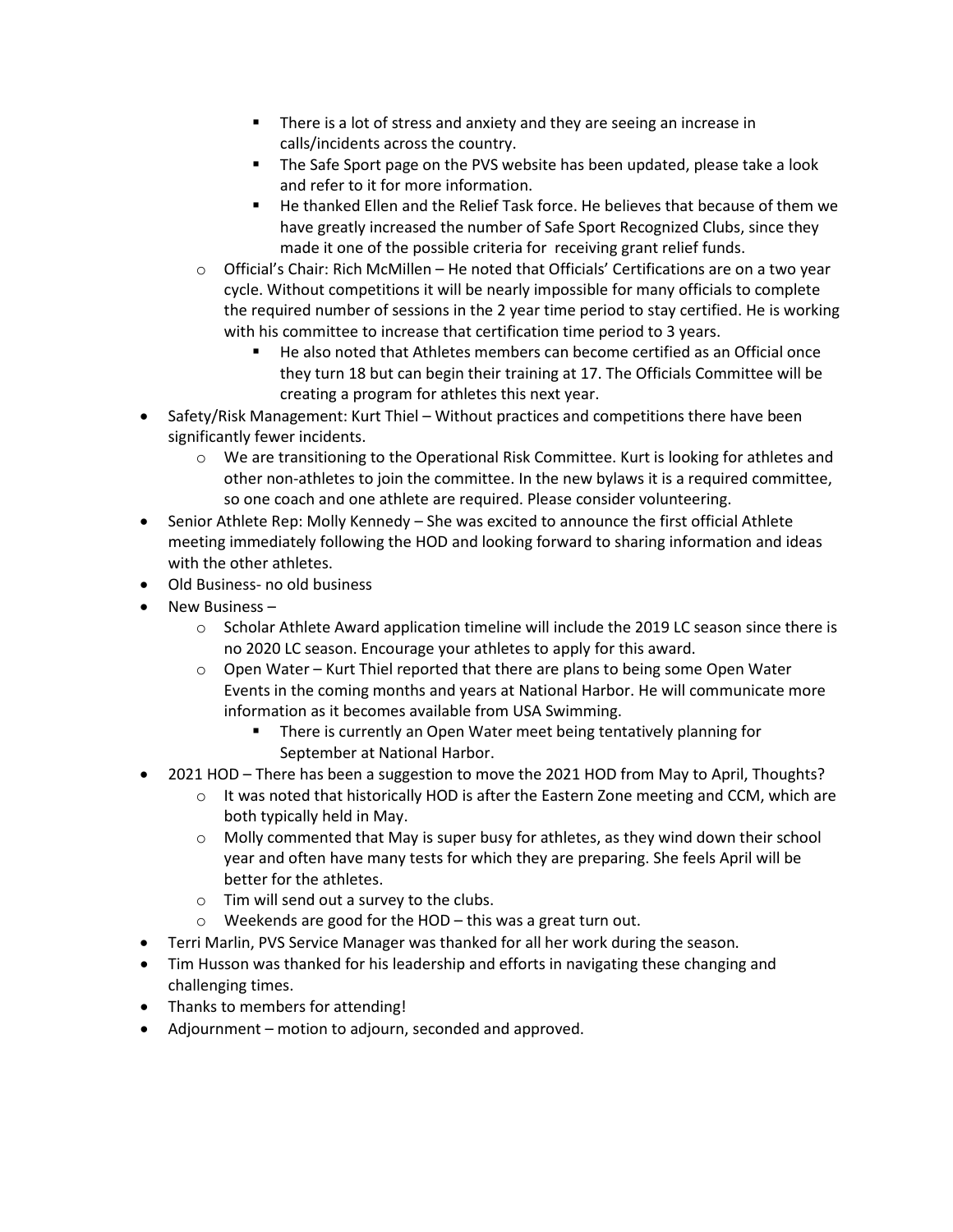- There is a lot of stress and anxiety and they are seeing an increase in calls/incidents across the country.
        - The Safe Sport page on the PVS website has been updated, please take a look and refer to it for more information.
        - He thanked Ellen and the Relief Task force. He believes that because of them we have greatly increased the number of Safe Sport Recognized Clubs, since they made it one of the possible criteria for receiving grant relief funds.
    - Official's Chair: Rich McMillen – He noted that Officials' Certifications are on a two year cycle. Without competitions it will be nearly impossible for many officials to complete the required number of sessions in the 2 year time period to stay certified. He is working with his committee to increase that certification time period to 3 years.
        - He also noted that Athletes members can become certified as an Official once they turn 18 but can begin their training at 17. The Officials Committee will be creating a program for athletes this next year.
- Safety/Risk Management: Kurt Thiel – Without practices and competitions there have been significantly fewer incidents.
    - We are transitioning to the Operational Risk Committee. Kurt is looking for athletes and other non-athletes to join the committee. In the new bylaws it is a required committee, so one coach and one athlete are required. Please consider volunteering.
- Senior Athlete Rep: Molly Kennedy – She was excited to announce the first official Athlete meeting immediately following the HOD and looking forward to sharing information and ideas with the other athletes.
- Old Business- no old business
- New Business –
    - Scholar Athlete Award application timeline will include the 2019 LC season since there is no 2020 LC season. Encourage your athletes to apply for this award.
    - Open Water – Kurt Thiel reported that there are plans to being some Open Water Events in the coming months and years at National Harbor. He will communicate more information as it becomes available from USA Swimming.
        - There is currently an Open Water meet being tentatively planning for September at National Harbor.
- 2021 HOD – There has been a suggestion to move the 2021 HOD from May to April, Thoughts?
    - It was noted that historically HOD is after the Eastern Zone meeting and CCM, which are both typically held in May.
    - Molly commented that May is super busy for athletes, as they wind down their school year and often have many tests for which they are preparing. She feels April will be better for the athletes.
    - Tim will send out a survey to the clubs.
    - Weekends are good for the HOD – this was a great turn out.
- Terri Marlin, PVS Service Manager was thanked for all her work during the season.
- Tim Husson was thanked for his leadership and efforts in navigating these changing and challenging times.
- Thanks to members for attending!
- Adjournment – motion to adjourn, seconded and approved.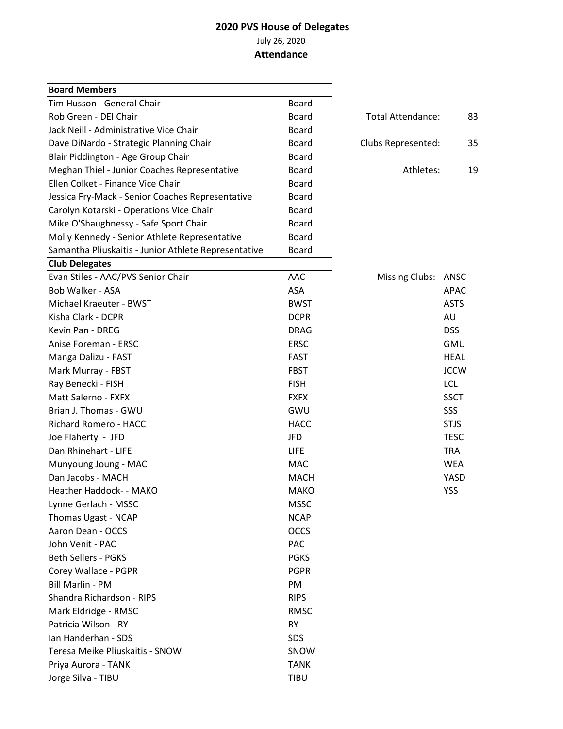## 2020 PVS House of Delegates

July 26, 2020

**Attendance**

| **Board Members** | |
|---|---|
| Tim Husson - General Chair | Board |
| Rob Green - DEI Chair | Board |
| Jack Neill - Administrative Vice Chair | Board |
| Dave DiNardo - Strategic Planning Chair | Board |
| Blair Piddington - Age Group Chair | Board |
| Meghan Thiel - Junior Coaches Representative | Board |
| Ellen Colket - Finance Vice Chair | Board |
| Jessica Fry-Mack - Senior Coaches Representative | Board |
| Carolyn Kotarski - Operations Vice Chair | Board |
| Mike O'Shaughnessy - Safe Sport Chair | Board |
| Molly Kennedy - Senior Athlete Representative | Board |
| Samantha Pliuskaitis - Junior Athlete Representative | Board |
| **Club Delegates** | |
| Evan Stiles - AAC/PVS Senior Chair | AAC |
| Bob Walker - ASA | ASA |
| Michael Kraeuter - BWST | BWST |
| Kisha Clark - DCPR | DCPR |
| Kevin Pan - DREG | DRAG |
| Anise Foreman - ERSC | ERSC |
| Manga Dalizu - FAST | FAST |
| Mark Murray - FBST | FBST |
| Ray Benecki - FISH | FISH |
| Matt Salerno - FXFX | FXFX |
| Brian J. Thomas - GWU | GWU |
| Richard Romero - HACC | HACC |
| Joe Flaherty - JFD | JFD |
| Dan Rhinehart - LIFE | LIFE |
| Munyoung Joung - MAC | MAC |
| Dan Jacobs - MACH | MACH |
| Heather Haddock- - MAKO | MAKO |
| Lynne Gerlach - MSSC | MSSC |
| Thomas Ugast - NCAP | NCAP |
| Aaron Dean - OCCS | OCCS |
| John Venit - PAC | PAC |
| Beth Sellers - PGKS | PGKS |
| Corey Wallace - PGPR | PGPR |
| Bill Marlin - PM | PM |
| Shandra Richardson - RIPS | RIPS |
| Mark Eldridge - RMSC | RMSC |
| Patricia Wilson - RY | RY |
| Ian Handerhan - SDS | SDS |
| Teresa Meike Pliuskaitis - SNOW | SNOW |
| Priya Aurora - TANK | TANK |
| Jorge Silva - TIBU | TIBU |

| | |
|---|---|
| Total Attendance: | 83 |
| Clubs Represented: | 35 |
| Athletes: | 19 |

Missing Clubs: ANSC, APAC, ASTS, AU, DSS, GMU, HEAL, JCCW, LCL, SSCT, SSS, STJS, TESC, TRA, WEA, YASD, YSS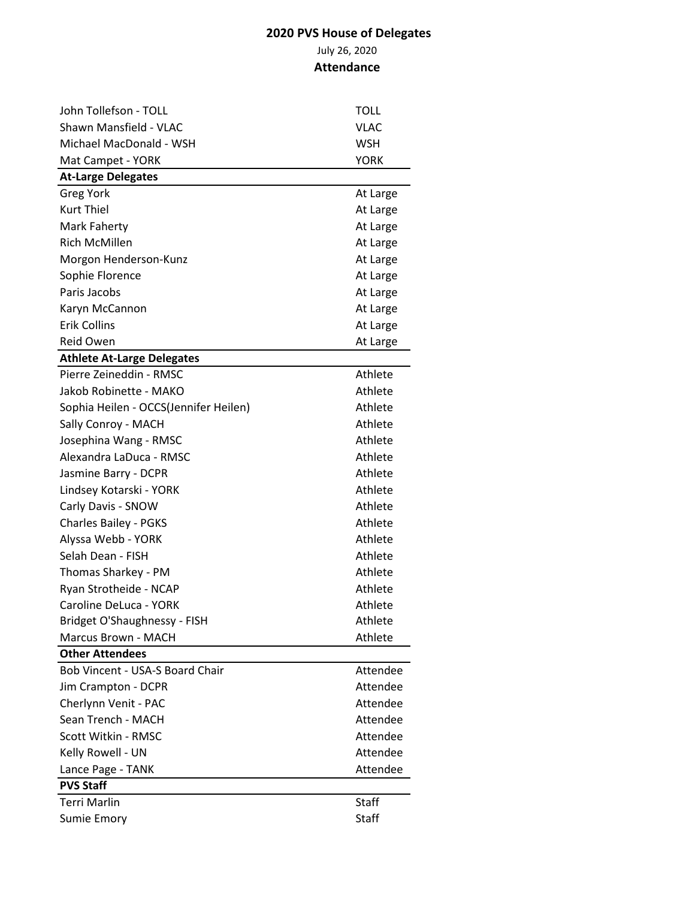**2020 PVS House of Delegates**

July 26, 2020

**Attendance**

| | |
|---|---|
| John Tollefson - TOLL | TOLL |
| Shawn Mansfield - VLAC | VLAC |
| Michael MacDonald - WSH | WSH |
| Mat Campet - YORK | YORK |
| **At-Large Delegates** | |
| Greg York | At Large |
| Kurt Thiel | At Large |
| Mark Faherty | At Large |
| Rich McMillen | At Large |
| Morgon Henderson-Kunz | At Large |
| Sophie Florence | At Large |
| Paris Jacobs | At Large |
| Karyn McCannon | At Large |
| Erik Collins | At Large |
| Reid Owen | At Large |
| **Athlete At-Large Delegates** | |
| Pierre Zeineddin - RMSC | Athlete |
| Jakob Robinette - MAKO | Athlete |
| Sophia Heilen - OCCS(Jennifer Heilen) | Athlete |
| Sally Conroy - MACH | Athlete |
| Josephina Wang - RMSC | Athlete |
| Alexandra LaDuca - RMSC | Athlete |
| Jasmine Barry - DCPR | Athlete |
| Lindsey Kotarski - YORK | Athlete |
| Carly Davis - SNOW | Athlete |
| Charles Bailey - PGKS | Athlete |
| Alyssa Webb - YORK | Athlete |
| Selah Dean - FISH | Athlete |
| Thomas Sharkey - PM | Athlete |
| Ryan Strotheide - NCAP | Athlete |
| Caroline DeLuca - YORK | Athlete |
| Bridget O'Shaughnessy - FISH | Athlete |
| Marcus Brown - MACH | Athlete |
| **Other Attendees** | |
| Bob Vincent - USA-S Board Chair | Attendee |
| Jim Crampton - DCPR | Attendee |
| Cherlynn Venit - PAC | Attendee |
| Sean Trench - MACH | Attendee |
| Scott Witkin - RMSC | Attendee |
| Kelly Rowell - UN | Attendee |
| Lance Page - TANK | Attendee |
| **PVS Staff** | |
| Terri Marlin | Staff |
| Sumie Emory | Staff |